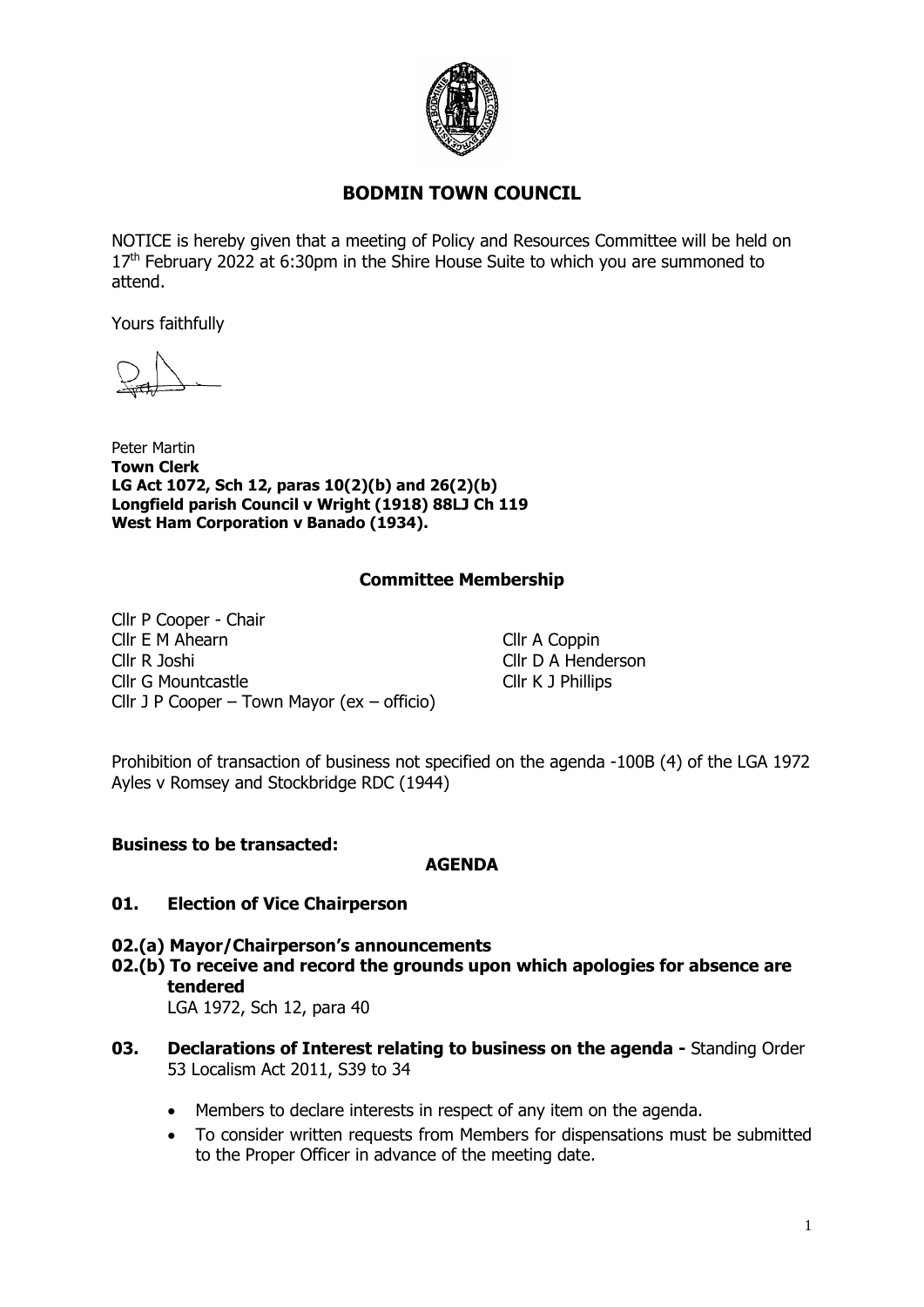# BODMIN TOWN COUNCIL

NOTICE is hereby given that a meeting of Policy and Resources Committee will be held on 17th February 2022 at 6:30pm in the Shire House Suite to which you are summoned to attend.

Yours faithfully

Peter Martin
**Town Clerk**
**LG Act 1072, Sch 12, paras 10(2)(b) and 26(2)(b)**
**Longfield parish Council v Wright (1918) 88LJ Ch 119**
**West Ham Corporation v Banado (1934).**

## Committee Membership

Cllr P Cooper - Chair
Cllr E M Ahearn
Cllr R Joshi
Cllr G Mountcastle
Cllr J P Cooper – Town Mayor (ex – officio)
Cllr A Coppin
Cllr D A Henderson
Cllr K J Phillips

Prohibition of transaction of business not specified on the agenda -100B (4) of the LGA 1972 Ayles v Romsey and Stockbridge RDC (1944)

**Business to be transacted:**

## AGENDA

### 01. Election of Vice Chairperson

### 02.(a) Mayor/Chairperson's announcements

### 02.(b) To receive and record the grounds upon which apologies for absence are tendered

LGA 1972, Sch 12, para 40

### 03. Declarations of Interest relating to business on the agenda - Standing Order 53 Localism Act 2011, S39 to 34

- Members to declare interests in respect of any item on the agenda.
- To consider written requests from Members for dispensations must be submitted to the Proper Officer in advance of the meeting date.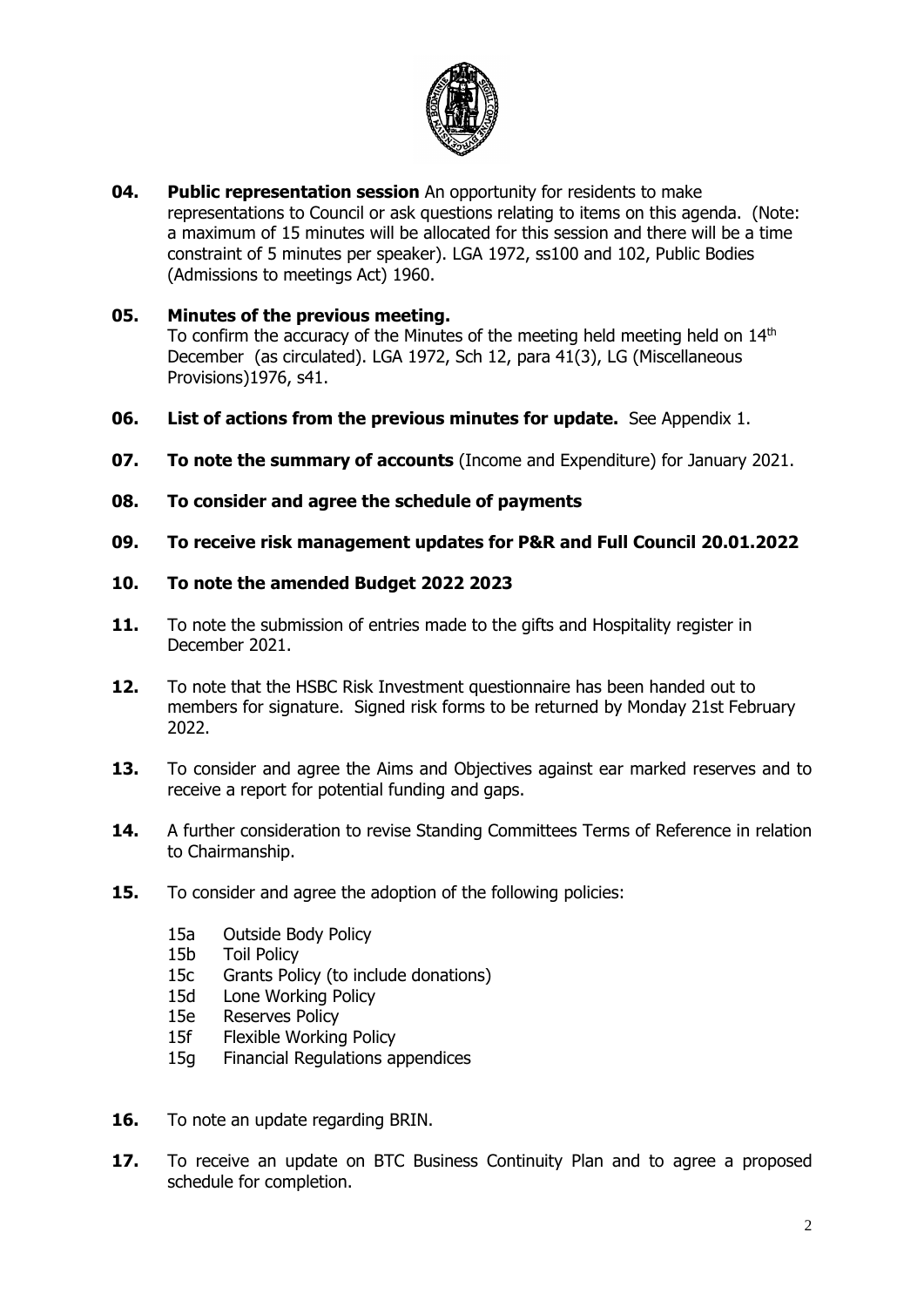**04. Public representation session** An opportunity for residents to make representations to Council or ask questions relating to items on this agenda. (Note: a maximum of 15 minutes will be allocated for this session and there will be a time constraint of 5 minutes per speaker). LGA 1972, ss100 and 102, Public Bodies (Admissions to meetings Act) 1960.

**05. Minutes of the previous meeting.**
To confirm the accuracy of the Minutes of the meeting held meeting held on 14th December (as circulated). LGA 1972, Sch 12, para 41(3), LG (Miscellaneous Provisions)1976, s41.

**06. List of actions from the previous minutes for update.** See Appendix 1.

**07. To note the summary of accounts** (Income and Expenditure) for January 2021.

**08. To consider and agree the schedule of payments**

**09. To receive risk management updates for P&R and Full Council 20.01.2022**

**10. To note the amended Budget 2022 2023**

**11.** To note the submission of entries made to the gifts and Hospitality register in December 2021.

**12.** To note that the HSBC Risk Investment questionnaire has been handed out to members for signature. Signed risk forms to be returned by Monday 21st February 2022.

**13.** To consider and agree the Aims and Objectives against ear marked reserves and to receive a report for potential funding and gaps.

**14.** A further consideration to revise Standing Committees Terms of Reference in relation to Chairmanship.

**15.** To consider and agree the adoption of the following policies:

- 15a Outside Body Policy
- 15b Toil Policy
- 15c Grants Policy (to include donations)
- 15d Lone Working Policy
- 15e Reserves Policy
- 15f Flexible Working Policy
- 15g Financial Regulations appendices

**16.** To note an update regarding BRIN.

**17.** To receive an update on BTC Business Continuity Plan and to agree a proposed schedule for completion.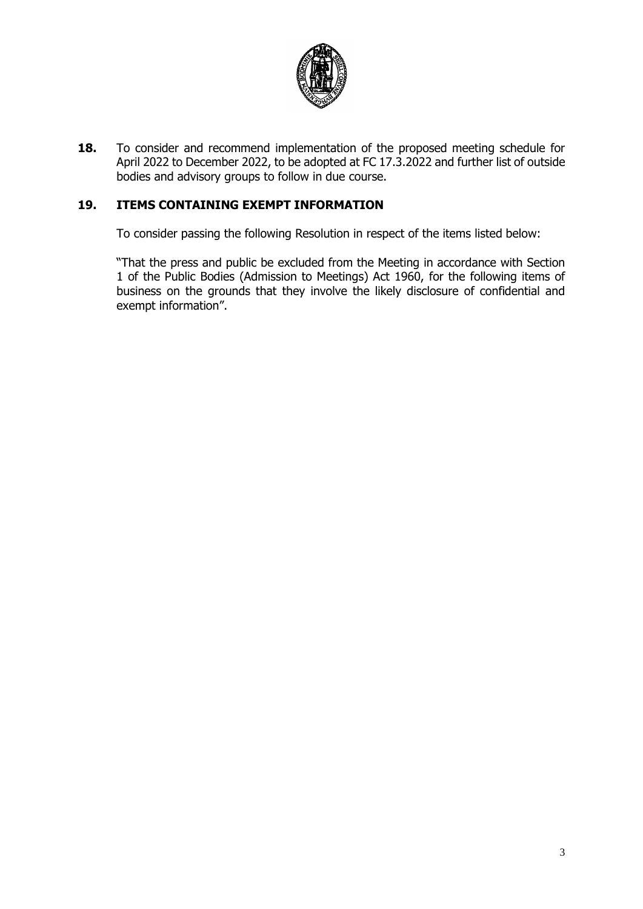**18.** To consider and recommend implementation of the proposed meeting schedule for April 2022 to December 2022, to be adopted at FC 17.3.2022 and further list of outside bodies and advisory groups to follow in due course.

**19. ITEMS CONTAINING EXEMPT INFORMATION**

To consider passing the following Resolution in respect of the items listed below:

"That the press and public be excluded from the Meeting in accordance with Section 1 of the Public Bodies (Admission to Meetings) Act 1960, for the following items of business on the grounds that they involve the likely disclosure of confidential and exempt information".